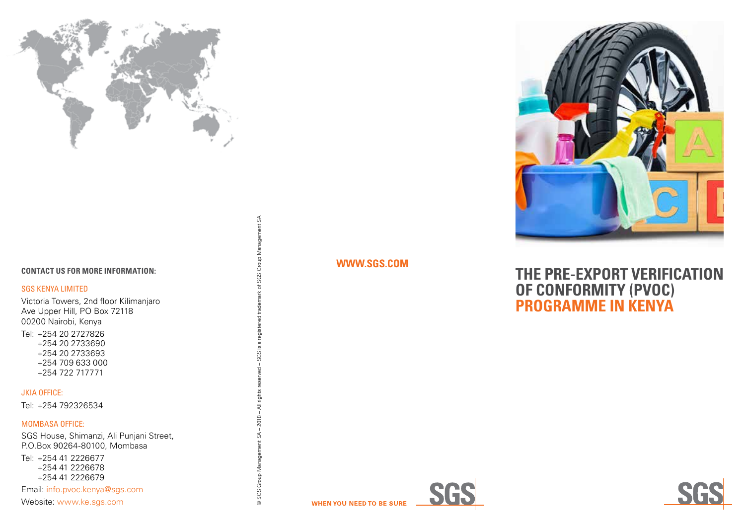# THE PRE-EXPORT VERIFICATION OF CONFORMITY (PVOC) PROGRAMME IN KENYA

**CONTACT US FOR MORE INFORMATION:**

SGS KENYA LIMITED

Victoria Towers, 2nd floor Kilimanjaro Ave Upper Hill, PO Box 72118
00200 Nairobi, Kenya

Tel: +254 20 2727826
+254 20 2733690
+254 20 2733693
+254 709 633 000
+254 722 717771

JKIA OFFICE:

Tel: +254 792326534

MOMBASA OFFICE:

SGS House, Shimanzi, Ali Punjani Street,
P.O.Box 90264-80100, Mombasa

Tel: +254 41 2226677
+254 41 2226678
+254 41 2226679

Email: info.pvoc.kenya@sgs.com

Website: www.ke.sgs.com

© SGS Group Management SA – 2018 – All rights reserved – SGS is a registered trademark of SGS Group Management SA

**WWW.SGS.COM**

**WHEN YOU NEED TO BE SURE**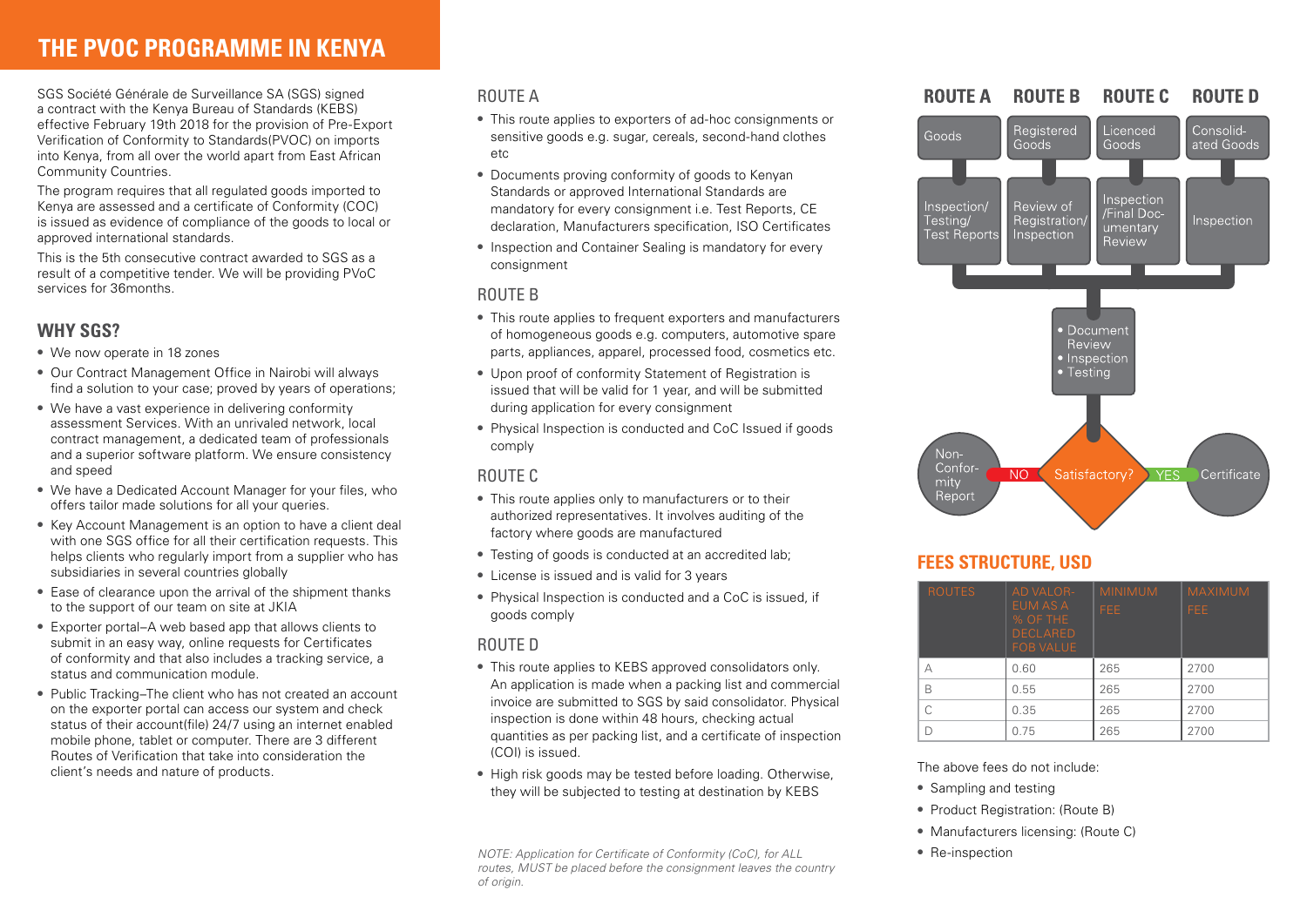# THE PVOC PROGRAMME IN KENYA

SGS Société Générale de Surveillance SA (SGS) signed a contract with the Kenya Bureau of Standards (KEBS) effective February 19th 2018 for the provision of Pre-Export Verification of Conformity to Standards(PVOC) on imports into Kenya, from all over the world apart from East African Community Countries.

The program requires that all regulated goods imported to Kenya are assessed and a certificate of Conformity (COC) is issued as evidence of compliance of the goods to local or approved international standards.

This is the 5th consecutive contract awarded to SGS as a result of a competitive tender. We will be providing PVoC services for 36months.

## WHY SGS?

- We now operate in 18 zones
- Our Contract Management Office in Nairobi will always find a solution to your case; proved by years of operations;
- We have a vast experience in delivering conformity assessment Services. With an unrivaled network, local contract management, a dedicated team of professionals and a superior software platform. We ensure consistency and speed
- We have a Dedicated Account Manager for your files, who offers tailor made solutions for all your queries.
- Key Account Management is an option to have a client deal with one SGS office for all their certification requests. This helps clients who regularly import from a supplier who has subsidiaries in several countries globally
- Ease of clearance upon the arrival of the shipment thanks to the support of our team on site at JKIA
- Exporter portal–A web based app that allows clients to submit in an easy way, online requests for Certificates of conformity and that also includes a tracking service, a status and communication module.
- Public Tracking–The client who has not created an account on the exporter portal can access our system and check status of their account(file) 24/7 using an internet enabled mobile phone, tablet or computer. There are 3 different Routes of Verification that take into consideration the client's needs and nature of products.

## ROUTE A

- This route applies to exporters of ad-hoc consignments or sensitive goods e.g. sugar, cereals, second-hand clothes etc
- Documents proving conformity of goods to Kenyan Standards or approved International Standards are mandatory for every consignment i.e. Test Reports, CE declaration, Manufacturers specification, ISO Certificates
- Inspection and Container Sealing is mandatory for every consignment

## ROUTE B

- This route applies to frequent exporters and manufacturers of homogeneous goods e.g. computers, automotive spare parts, appliances, apparel, processed food, cosmetics etc.
- Upon proof of conformity Statement of Registration is issued that will be valid for 1 year, and will be submitted during application for every consignment
- Physical Inspection is conducted and CoC Issued if goods comply

## ROUTE C

- This route applies only to manufacturers or to their authorized representatives. It involves auditing of the factory where goods are manufactured
- Testing of goods is conducted at an accredited lab;
- License is issued and is valid for 3 years
- Physical Inspection is conducted and a CoC is issued, if goods comply

## ROUTE D

- This route applies to KEBS approved consolidators only. An application is made when a packing list and commercial invoice are submitted to SGS by said consolidator. Physical inspection is done within 48 hours, checking actual quantities as per packing list, and a certificate of inspection (COI) is issued.
- High risk goods may be tested before loading. Otherwise, they will be subjected to testing at destination by KEBS

*NOTE: Application for Certificate of Conformity (CoC), for ALL routes, MUST be placed before the consignment leaves the country of origin.*

ROUTE A | ROUTE B | ROUTE C | ROUTE D

Goods | Registered Goods | Licenced Goods | Consolidated Goods

Inspection/ Testing/ Test Reports | Review of Registration/ Inspection | Inspection /Final Documentary Review | Inspection

- Document Review
- Inspection
- Testing

Satisfactory?

NO → Non-Conformity Report

YES → Certificate

## FEES STRUCTURE, USD

| ROUTES | AD VALOREUM AS A % OF THE DECLARED FOB VALUE | MINIMUM FEE | MAXIMUM FEE |
|---|---|---|---|
| A | 0.60 | 265 | 2700 |
| B | 0.55 | 265 | 2700 |
| C | 0.35 | 265 | 2700 |
| D | 0.75 | 265 | 2700 |

The above fees do not include:

- Sampling and testing
- Product Registration: (Route B)
- Manufacturers licensing: (Route C)
- Re-inspection